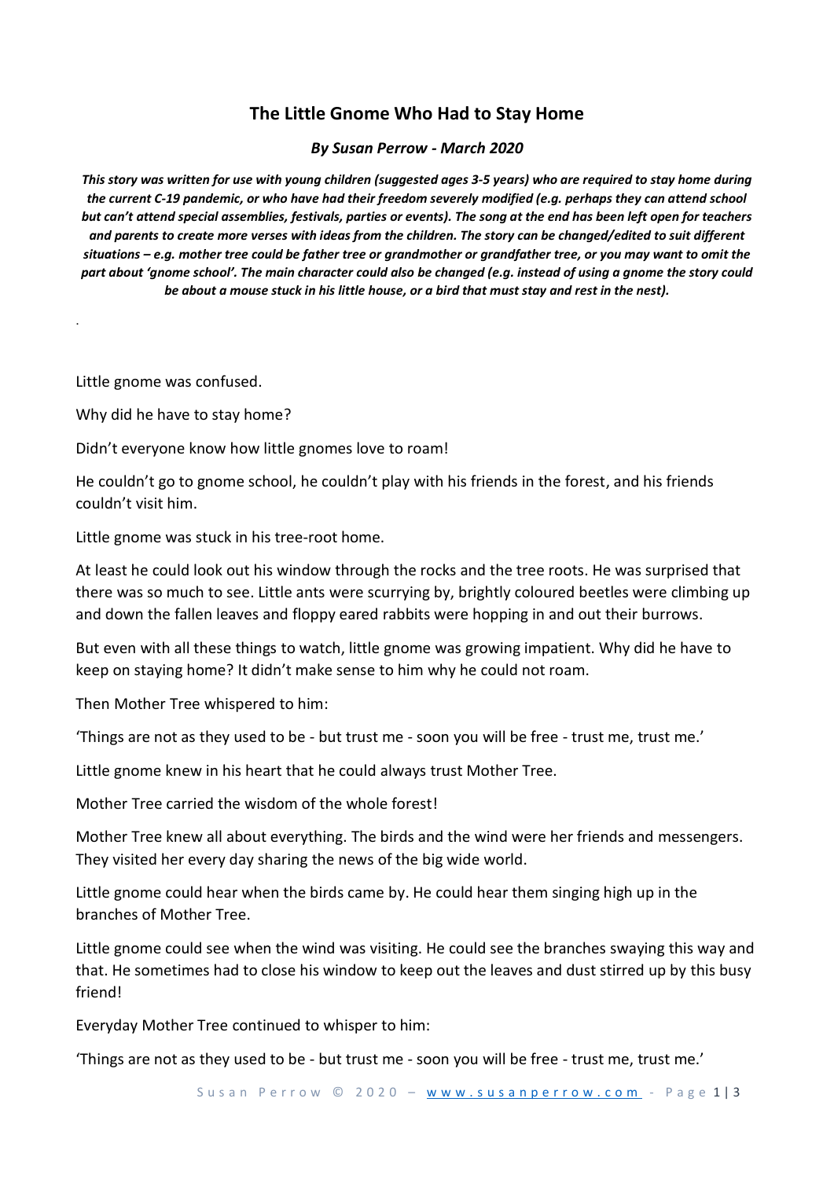# The Little Gnome Who Had to Stay Home

***By Susan Perrow - March 2020***

***This story was written for use with young children (suggested ages 3-5 years) who are required to stay home during the current C-19 pandemic, or who have had their freedom severely modified (e.g. perhaps they can attend school but can't attend special assemblies, festivals, parties or events). The song at the end has been left open for teachers and parents to create more verses with ideas from the children. The story can be changed/edited to suit different situations – e.g. mother tree could be father tree or grandmother or grandfather tree, or you may want to omit the part about 'gnome school'. The main character could also be changed (e.g. instead of using a gnome the story could be about a mouse stuck in his little house, or a bird that must stay and rest in the nest).***

.

Little gnome was confused.

Why did he have to stay home?

Didn't everyone know how little gnomes love to roam!

He couldn't go to gnome school, he couldn't play with his friends in the forest, and his friends couldn't visit him.

Little gnome was stuck in his tree-root home.

At least he could look out his window through the rocks and the tree roots. He was surprised that there was so much to see. Little ants were scurrying by, brightly coloured beetles were climbing up and down the fallen leaves and floppy eared rabbits were hopping in and out their burrows.

But even with all these things to watch, little gnome was growing impatient. Why did he have to keep on staying home? It didn't make sense to him why he could not roam.

Then Mother Tree whispered to him:

'Things are not as they used to be - but trust me - soon you will be free - trust me, trust me.'

Little gnome knew in his heart that he could always trust Mother Tree.

Mother Tree carried the wisdom of the whole forest!

Mother Tree knew all about everything. The birds and the wind were her friends and messengers. They visited her every day sharing the news of the big wide world.

Little gnome could hear when the birds came by. He could hear them singing high up in the branches of Mother Tree.

Little gnome could see when the wind was visiting. He could see the branches swaying this way and that. He sometimes had to close his window to keep out the leaves and dust stirred up by this busy friend!

Everyday Mother Tree continued to whisper to him:

'Things are not as they used to be - but trust me - soon you will be free - trust me, trust me.'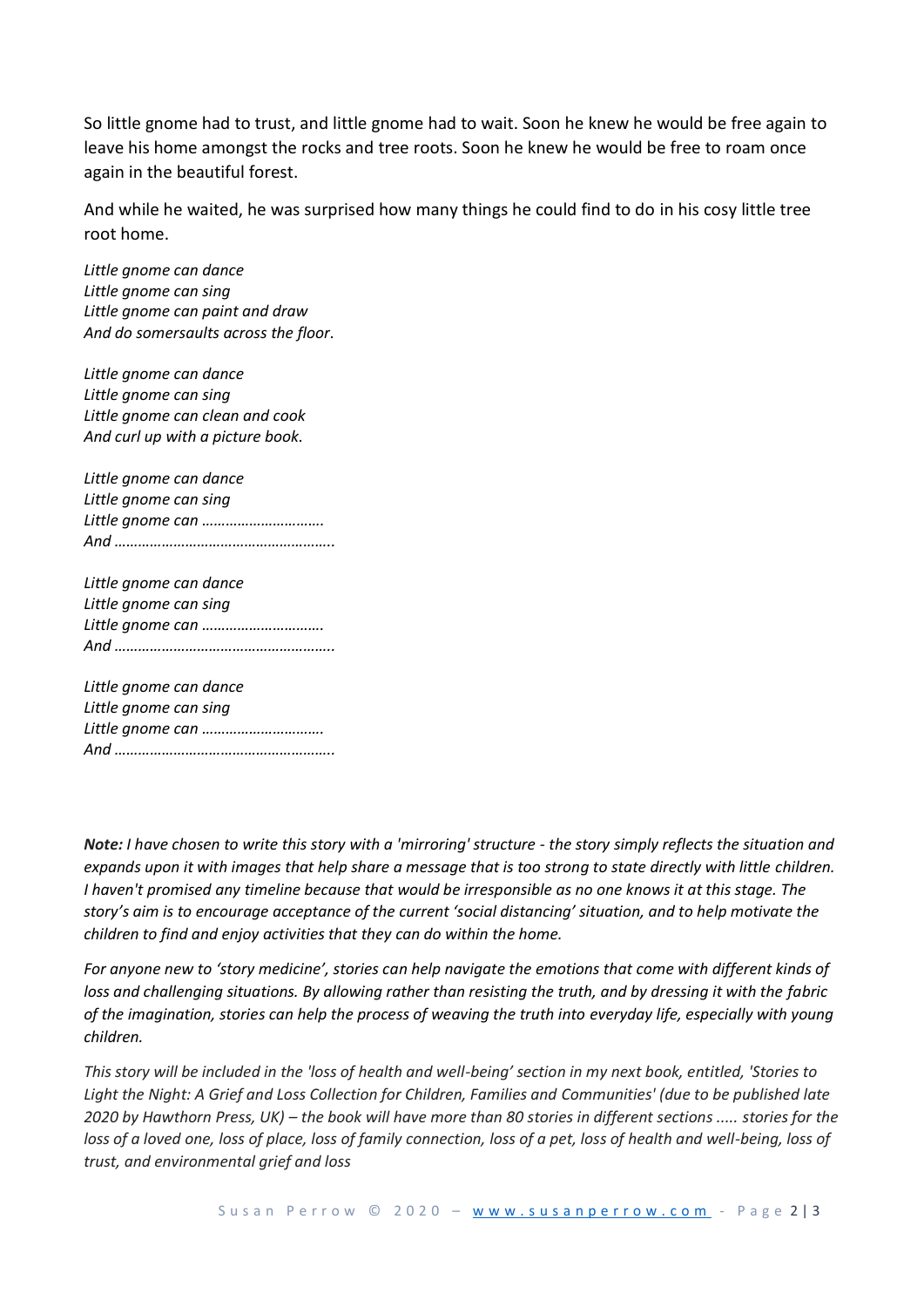So little gnome had to trust, and little gnome had to wait. Soon he knew he would be free again to leave his home amongst the rocks and tree roots. Soon he knew he would be free to roam once again in the beautiful forest.

And while he waited, he was surprised how many things he could find to do in his cosy little tree root home.

*Little gnome can dance*
*Little gnome can sing*
*Little gnome can paint and draw*
*And do somersaults across the floor.*

*Little gnome can dance*
*Little gnome can sing*
*Little gnome can clean and cook*
*And curl up with a picture book.*

*Little gnome can dance*
*Little gnome can sing*
*Little gnome can ………………………….*
*And ………………………………………………..*

*Little gnome can dance*
*Little gnome can sing*
*Little gnome can ………………………….*
*And ………………………………………………..*

*Little gnome can dance*
*Little gnome can sing*
*Little gnome can ………………………….*
*And ………………………………………………..*

***Note:** I have chosen to write this story with a 'mirroring' structure - the story simply reflects the situation and expands upon it with images that help share a message that is too strong to state directly with little children. I haven't promised any timeline because that would be irresponsible as no one knows it at this stage. The story's aim is to encourage acceptance of the current 'social distancing' situation, and to help motivate the children to find and enjoy activities that they can do within the home.*

*For anyone new to 'story medicine', stories can help navigate the emotions that come with different kinds of loss and challenging situations. By allowing rather than resisting the truth, and by dressing it with the fabric of the imagination, stories can help the process of weaving the truth into everyday life, especially with young children.*

*This story will be included in the 'loss of health and well-being' section in my next book, entitled, 'Stories to Light the Night: A Grief and Loss Collection for Children, Families and Communities' (due to be published late 2020 by Hawthorn Press, UK) – the book will have more than 80 stories in different sections ..... stories for the loss of a loved one, loss of place, loss of family connection, loss of a pet, loss of health and well-being, loss of trust, and environmental grief and loss*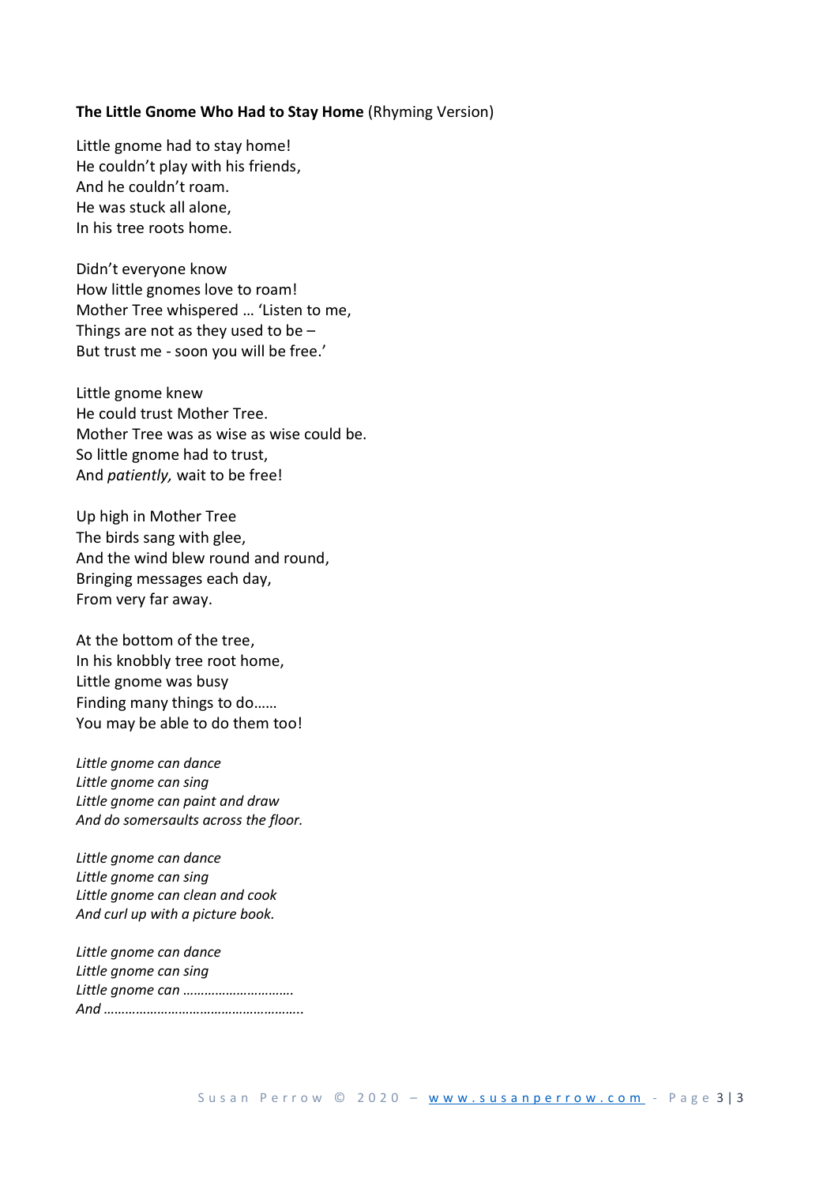**The Little Gnome Who Had to Stay Home** (Rhyming Version)

Little gnome had to stay home!
He couldn't play with his friends,
And he couldn't roam.
He was stuck all alone,
In his tree roots home.

Didn't everyone know
How little gnomes love to roam!
Mother Tree whispered … 'Listen to me,
Things are not as they used to be –
But trust me - soon you will be free.'

Little gnome knew
He could trust Mother Tree.
Mother Tree was as wise as wise could be.
So little gnome had to trust,
And *patiently,* wait to be free!

Up high in Mother Tree
The birds sang with glee,
And the wind blew round and round,
Bringing messages each day,
From very far away.

At the bottom of the tree,
In his knobbly tree root home,
Little gnome was busy
Finding many things to do……
You may be able to do them too!

*Little gnome can dance*
*Little gnome can sing*
*Little gnome can paint and draw*
*And do somersaults across the floor.*

*Little gnome can dance*
*Little gnome can sing*
*Little gnome can clean and cook*
*And curl up with a picture book.*

*Little gnome can dance*
*Little gnome can sing*
*Little gnome can ………………………….*
*And ………………………………………………..*